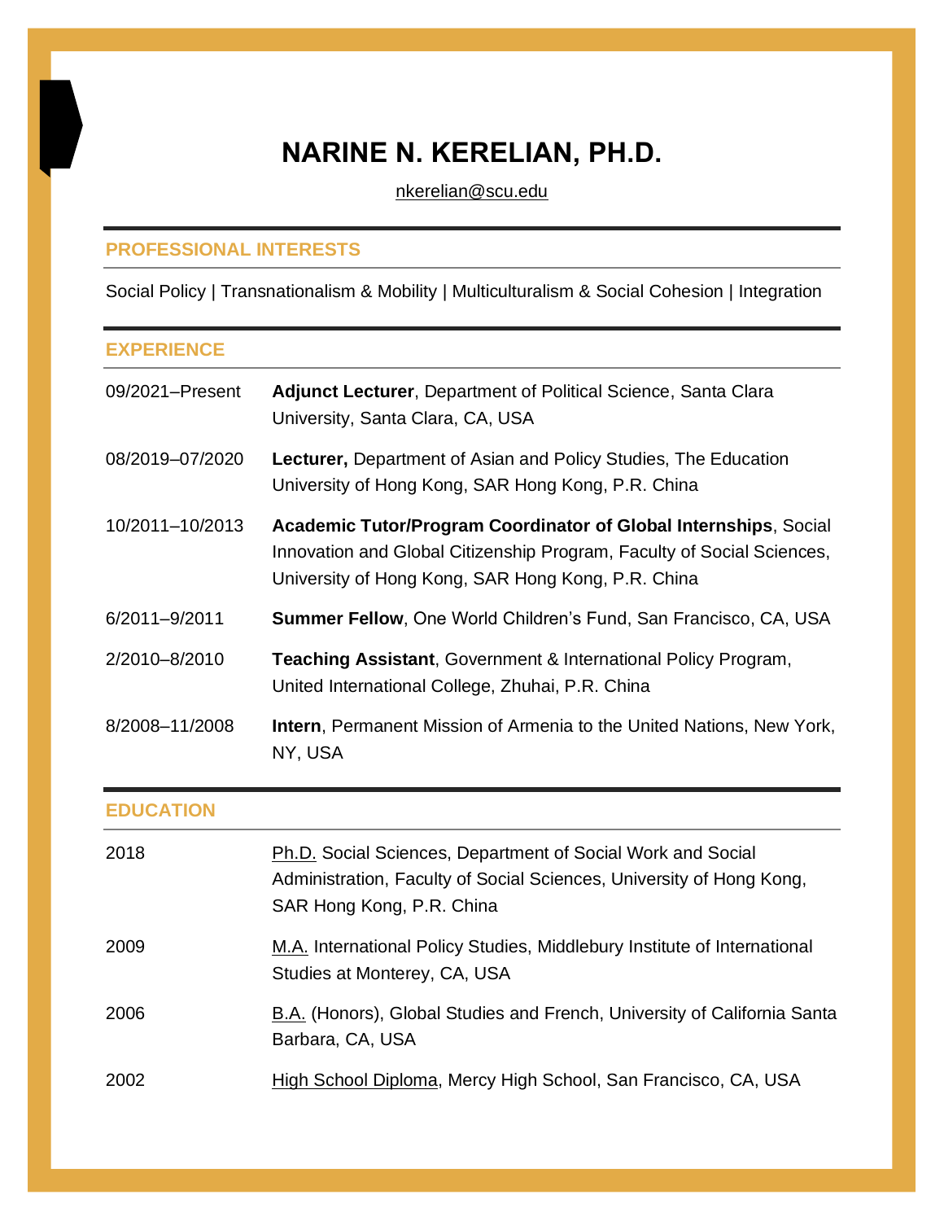# NARINE N. KERELIAN, PH.D.

nkerelian@scu.edu

## PROFESSIONAL INTERESTS

Social Policy | Transnationalism & Mobility | Multiculturalism & Social Cohesion | Integration

## EXPERIENCE

09/2021–Present **Adjunct Lecturer**, Department of Political Science, Santa Clara University, Santa Clara, CA, USA

08/2019–07/2020 **Lecturer,** Department of Asian and Policy Studies, The Education University of Hong Kong, SAR Hong Kong, P.R. China

10/2011–10/2013 **Academic Tutor/Program Coordinator of Global Internships**, Social Innovation and Global Citizenship Program, Faculty of Social Sciences, University of Hong Kong, SAR Hong Kong, P.R. China

6/2011–9/2011 **Summer Fellow**, One World Children's Fund, San Francisco, CA, USA

2/2010–8/2010 **Teaching Assistant**, Government & International Policy Program, United International College, Zhuhai, P.R. China

8/2008–11/2008 **Intern**, Permanent Mission of Armenia to the United Nations, New York, NY, USA

## EDUCATION

2018 Ph.D. Social Sciences, Department of Social Work and Social Administration, Faculty of Social Sciences, University of Hong Kong, SAR Hong Kong, P.R. China

2009 M.A. International Policy Studies, Middlebury Institute of International Studies at Monterey, CA, USA

2006 B.A. (Honors), Global Studies and French, University of California Santa Barbara, CA, USA

2002 High School Diploma, Mercy High School, San Francisco, CA, USA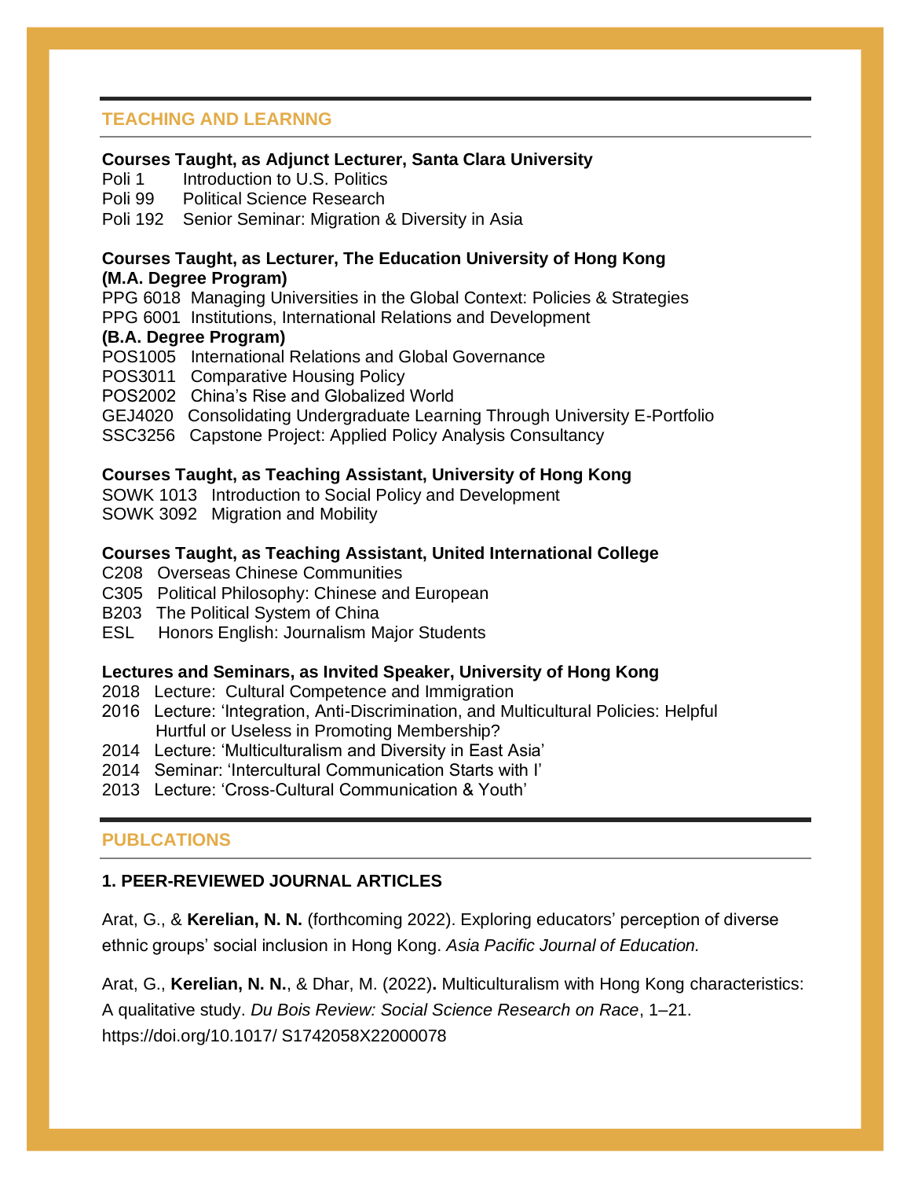## TEACHING AND LEARNNG

**Courses Taught, as Adjunct Lecturer, Santa Clara University**

Poli 1 Introduction to U.S. Politics
Poli 99 Political Science Research
Poli 192 Senior Seminar: Migration & Diversity in Asia

**Courses Taught, as Lecturer, The Education University of Hong Kong**
**(M.A. Degree Program)**

PPG 6018 Managing Universities in the Global Context: Policies & Strategies
PPG 6001 Institutions, International Relations and Development

**(B.A. Degree Program)**

POS1005 International Relations and Global Governance
POS3011 Comparative Housing Policy
POS2002 China's Rise and Globalized World
GEJ4020 Consolidating Undergraduate Learning Through University E-Portfolio
SSC3256 Capstone Project: Applied Policy Analysis Consultancy

**Courses Taught, as Teaching Assistant, University of Hong Kong**

SOWK 1013 Introduction to Social Policy and Development
SOWK 3092 Migration and Mobility

**Courses Taught, as Teaching Assistant, United International College**

C208 Overseas Chinese Communities
C305 Political Philosophy: Chinese and European
B203 The Political System of China
ESL Honors English: Journalism Major Students

**Lectures and Seminars, as Invited Speaker, University of Hong Kong**

2018 Lecture: Cultural Competence and Immigration
2016 Lecture: 'Integration, Anti-Discrimination, and Multicultural Policies: Helpful Hurtful or Useless in Promoting Membership?
2014 Lecture: 'Multiculturalism and Diversity in East Asia'
2014 Seminar: 'Intercultural Communication Starts with I'
2013 Lecture: 'Cross-Cultural Communication & Youth'

## PUBLCATIONS

### 1. PEER-REVIEWED JOURNAL ARTICLES

Arat, G., & **Kerelian, N. N.** (forthcoming 2022). Exploring educators' perception of diverse ethnic groups' social inclusion in Hong Kong. *Asia Pacific Journal of Education.*

Arat, G., **Kerelian, N. N.**, & Dhar, M. (2022)**.** Multiculturalism with Hong Kong characteristics: A qualitative study. *Du Bois Review: Social Science Research on Race*, 1–21. https://doi.org/10.1017/ S1742058X22000078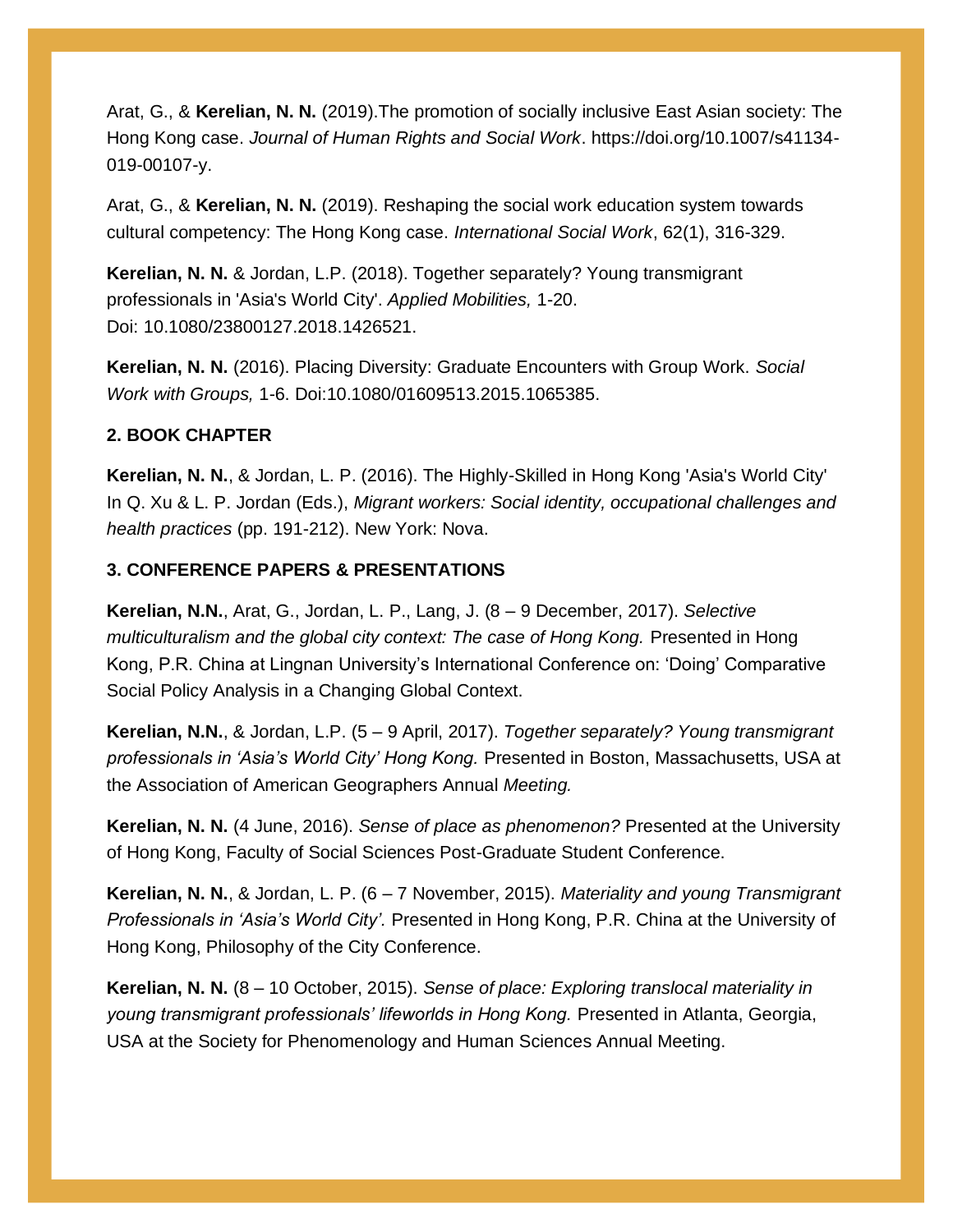Arat, G., & **Kerelian, N. N.** (2019).The promotion of socially inclusive East Asian society: The Hong Kong case. *Journal of Human Rights and Social Work*. https://doi.org/10.1007/s41134-019-00107-y.

Arat, G., & **Kerelian, N. N.** (2019). Reshaping the social work education system towards cultural competency: The Hong Kong case. *International Social Work*, 62(1), 316-329.

**Kerelian, N. N.** & Jordan, L.P. (2018). Together separately? Young transmigrant professionals in 'Asia's World City'. *Applied Mobilities,* 1-20. Doi: 10.1080/23800127.2018.1426521.

**Kerelian, N. N.** (2016). Placing Diversity: Graduate Encounters with Group Work. *Social Work with Groups,* 1-6. Doi:10.1080/01609513.2015.1065385.

### 2. BOOK CHAPTER

**Kerelian, N. N.**, & Jordan, L. P. (2016). The Highly-Skilled in Hong Kong 'Asia's World City' In Q. Xu & L. P. Jordan (Eds.), *Migrant workers: Social identity, occupational challenges and health practices* (pp. 191-212). New York: Nova.

### 3. CONFERENCE PAPERS & PRESENTATIONS

**Kerelian, N.N.**, Arat, G., Jordan, L. P., Lang, J. (8 – 9 December, 2017). *Selective multiculturalism and the global city context: The case of Hong Kong.* Presented in Hong Kong, P.R. China at Lingnan University's International Conference on: 'Doing' Comparative Social Policy Analysis in a Changing Global Context.

**Kerelian, N.N.**, & Jordan, L.P. (5 – 9 April, 2017). *Together separately? Young transmigrant professionals in 'Asia's World City' Hong Kong.* Presented in Boston, Massachusetts, USA at the Association of American Geographers Annual *Meeting.*

**Kerelian, N. N.** (4 June, 2016). *Sense of place as phenomenon?* Presented at the University of Hong Kong, Faculty of Social Sciences Post-Graduate Student Conference.

**Kerelian, N. N.**, & Jordan, L. P. (6 – 7 November, 2015). *Materiality and young Transmigrant Professionals in 'Asia's World City'.* Presented in Hong Kong, P.R. China at the University of Hong Kong, Philosophy of the City Conference.

**Kerelian, N. N.** (8 – 10 October, 2015). *Sense of place: Exploring translocal materiality in young transmigrant professionals' lifeworlds in Hong Kong.* Presented in Atlanta, Georgia, USA at the Society for Phenomenology and Human Sciences Annual Meeting.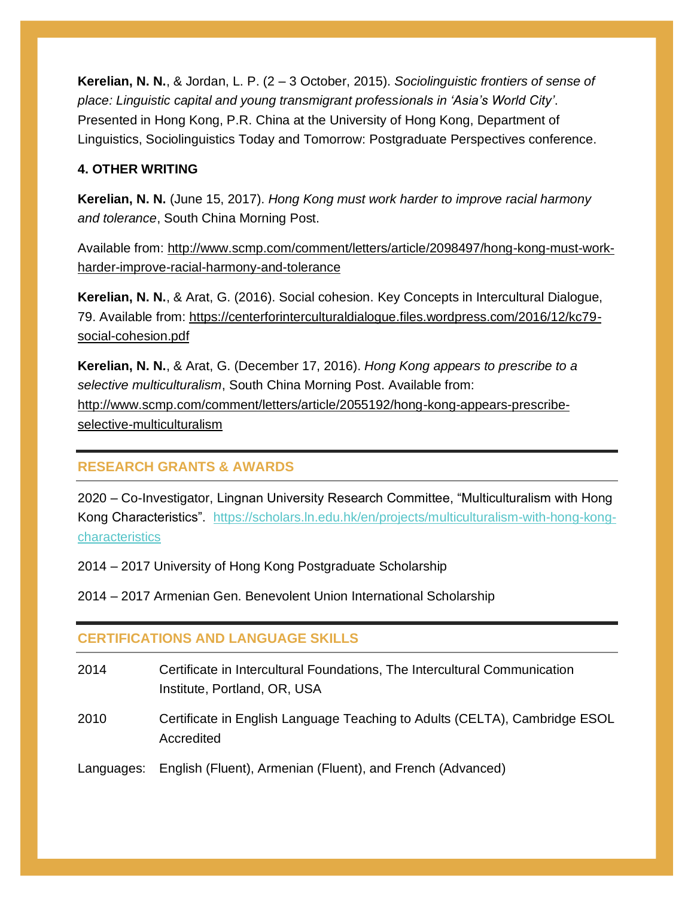**Kerelian, N. N.**, & Jordan, L. P. (2 – 3 October, 2015). *Sociolinguistic frontiers of sense of place: Linguistic capital and young transmigrant professionals in 'Asia's World City'*. Presented in Hong Kong, P.R. China at the University of Hong Kong, Department of Linguistics, Sociolinguistics Today and Tomorrow: Postgraduate Perspectives conference.

**4. OTHER WRITING**

**Kerelian, N. N.** (June 15, 2017). *Hong Kong must work harder to improve racial harmony and tolerance*, South China Morning Post.

Available from: http://www.scmp.com/comment/letters/article/2098497/hong-kong-must-work-harder-improve-racial-harmony-and-tolerance

**Kerelian, N. N.**, & Arat, G. (2016). Social cohesion. Key Concepts in Intercultural Dialogue, 79. Available from: https://centerforinterculturaldialogue.files.wordpress.com/2016/12/kc79-social-cohesion.pdf

**Kerelian, N. N.**, & Arat, G. (December 17, 2016). *Hong Kong appears to prescribe to a selective multiculturalism*, South China Morning Post. Available from: http://www.scmp.com/comment/letters/article/2055192/hong-kong-appears-prescribe-selective-multiculturalism

## RESEARCH GRANTS & AWARDS

2020 – Co-Investigator, Lingnan University Research Committee, "Multiculturalism with Hong Kong Characteristics". https://scholars.ln.edu.hk/en/projects/multiculturalism-with-hong-kong-characteristics

2014 – 2017 University of Hong Kong Postgraduate Scholarship

2014 – 2017 Armenian Gen. Benevolent Union International Scholarship

## CERTIFICATIONS AND LANGUAGE SKILLS

| | |
|---|---|
| 2014 | Certificate in Intercultural Foundations, The Intercultural Communication Institute, Portland, OR, USA |
| 2010 | Certificate in English Language Teaching to Adults (CELTA), Cambridge ESOL Accredited |
| Languages: | English (Fluent), Armenian (Fluent), and French (Advanced) |